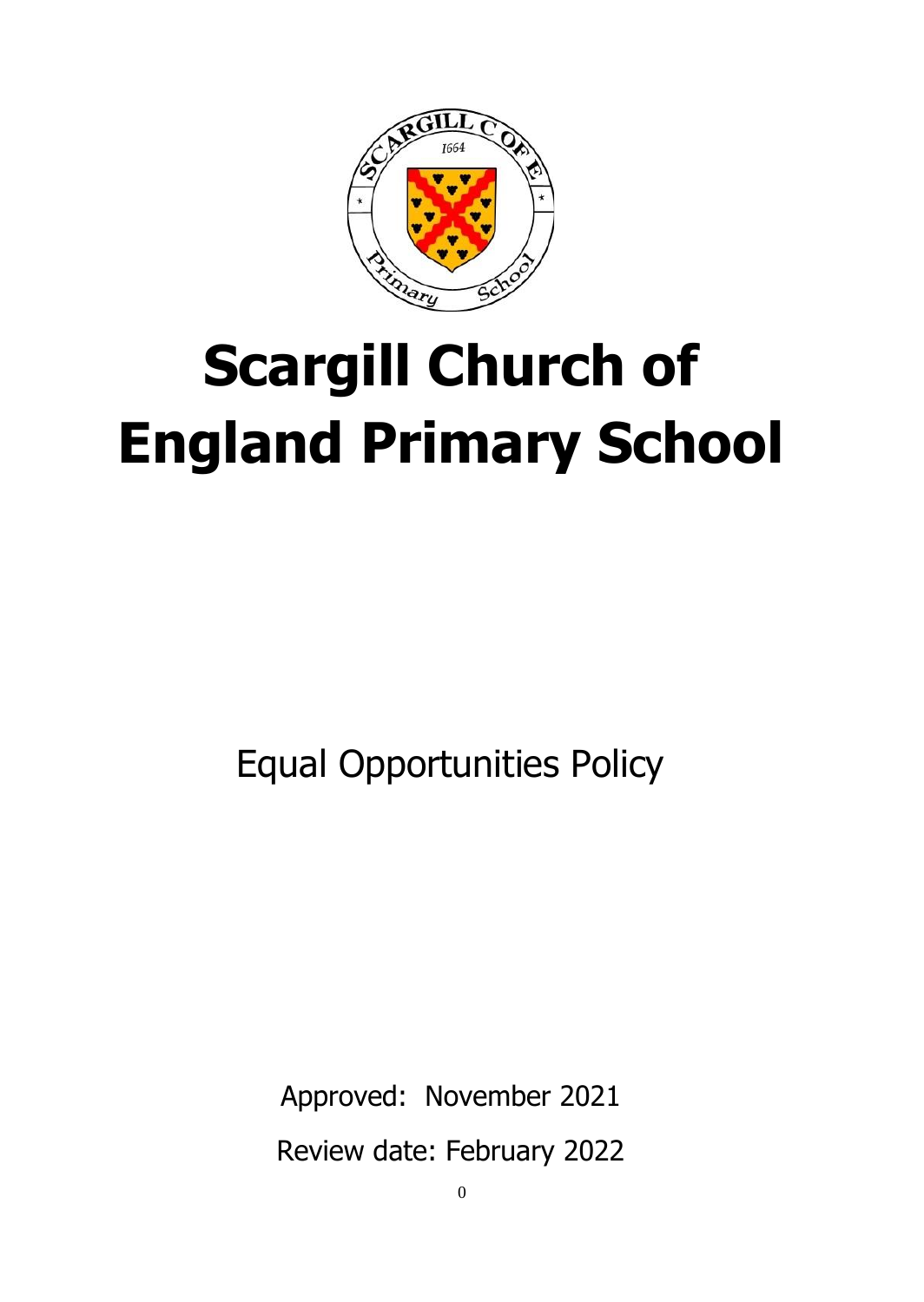# Scargill Church of England Primary School

Equal Opportunities Policy

Approved: November 2021

Review date: February 2022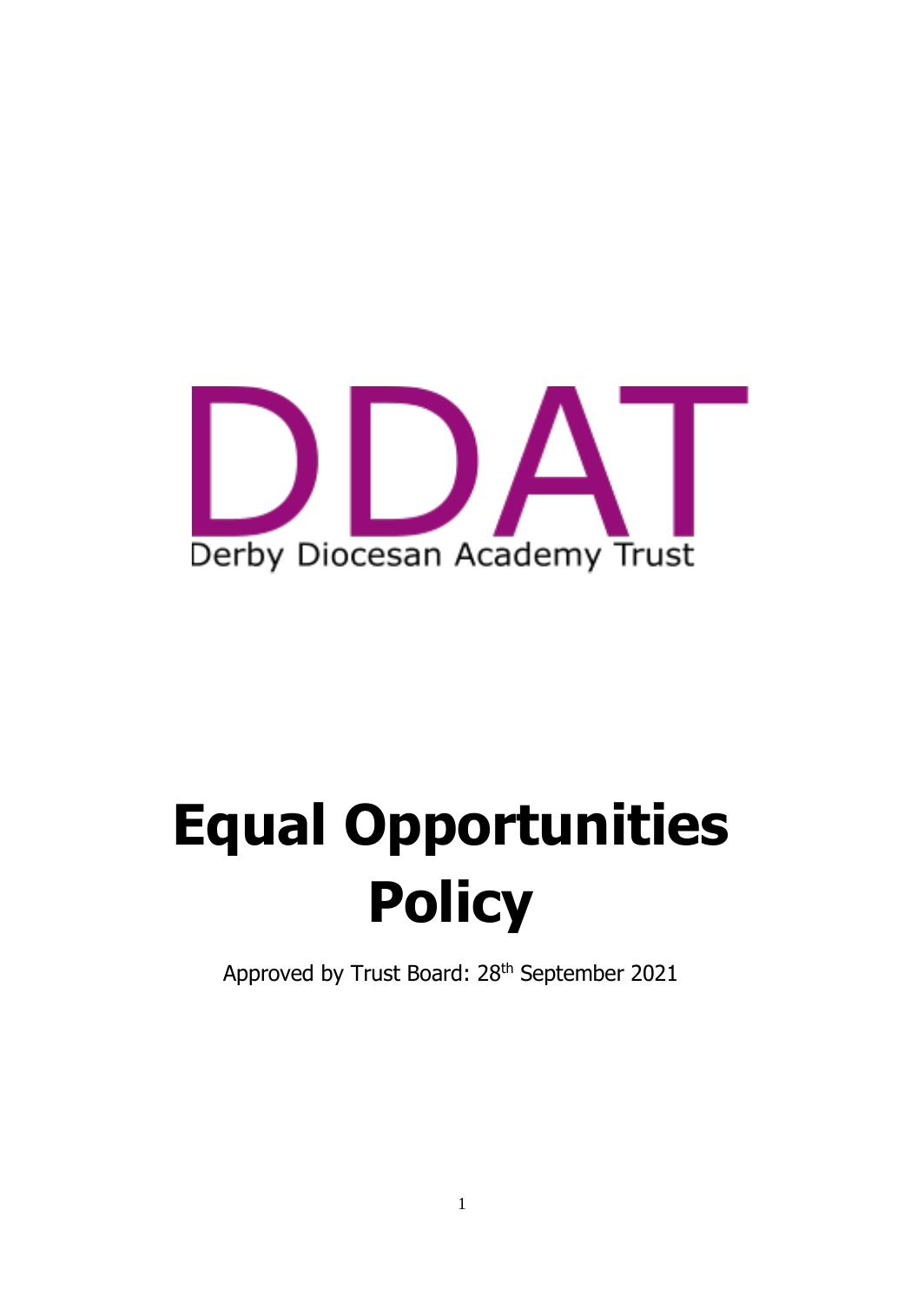DDAT

Derby Diocesan Academy Trust

# Equal Opportunities Policy

Approved by Trust Board: 28th September 2021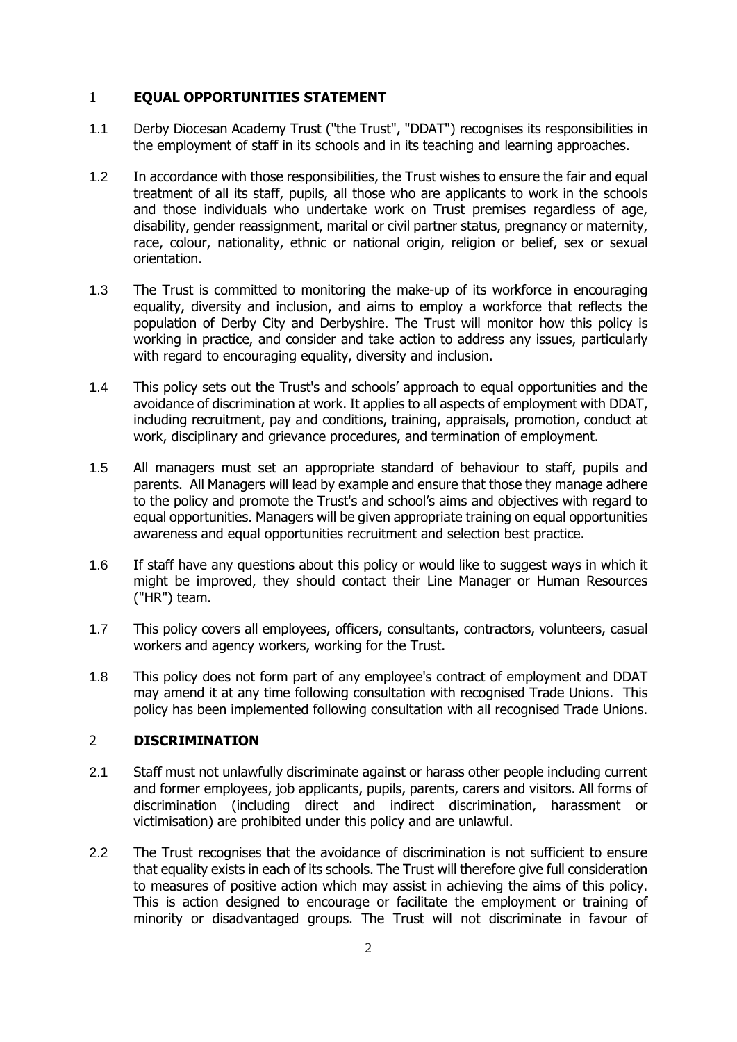## 1 EQUAL OPPORTUNITIES STATEMENT

1.1 Derby Diocesan Academy Trust ("the Trust", "DDAT") recognises its responsibilities in the employment of staff in its schools and in its teaching and learning approaches.

1.2 In accordance with those responsibilities, the Trust wishes to ensure the fair and equal treatment of all its staff, pupils, all those who are applicants to work in the schools and those individuals who undertake work on Trust premises regardless of age, disability, gender reassignment, marital or civil partner status, pregnancy or maternity, race, colour, nationality, ethnic or national origin, religion or belief, sex or sexual orientation.

1.3 The Trust is committed to monitoring the make-up of its workforce in encouraging equality, diversity and inclusion, and aims to employ a workforce that reflects the population of Derby City and Derbyshire. The Trust will monitor how this policy is working in practice, and consider and take action to address any issues, particularly with regard to encouraging equality, diversity and inclusion.

1.4 This policy sets out the Trust's and schools' approach to equal opportunities and the avoidance of discrimination at work. It applies to all aspects of employment with DDAT, including recruitment, pay and conditions, training, appraisals, promotion, conduct at work, disciplinary and grievance procedures, and termination of employment.

1.5 All managers must set an appropriate standard of behaviour to staff, pupils and parents. All Managers will lead by example and ensure that those they manage adhere to the policy and promote the Trust's and school's aims and objectives with regard to equal opportunities. Managers will be given appropriate training on equal opportunities awareness and equal opportunities recruitment and selection best practice.

1.6 If staff have any questions about this policy or would like to suggest ways in which it might be improved, they should contact their Line Manager or Human Resources ("HR") team.

1.7 This policy covers all employees, officers, consultants, contractors, volunteers, casual workers and agency workers, working for the Trust.

1.8 This policy does not form part of any employee's contract of employment and DDAT may amend it at any time following consultation with recognised Trade Unions. This policy has been implemented following consultation with all recognised Trade Unions.

## 2 DISCRIMINATION

2.1 Staff must not unlawfully discriminate against or harass other people including current and former employees, job applicants, pupils, parents, carers and visitors. All forms of discrimination (including direct and indirect discrimination, harassment or victimisation) are prohibited under this policy and are unlawful.

2.2 The Trust recognises that the avoidance of discrimination is not sufficient to ensure that equality exists in each of its schools. The Trust will therefore give full consideration to measures of positive action which may assist in achieving the aims of this policy. This is action designed to encourage or facilitate the employment or training of minority or disadvantaged groups. The Trust will not discriminate in favour of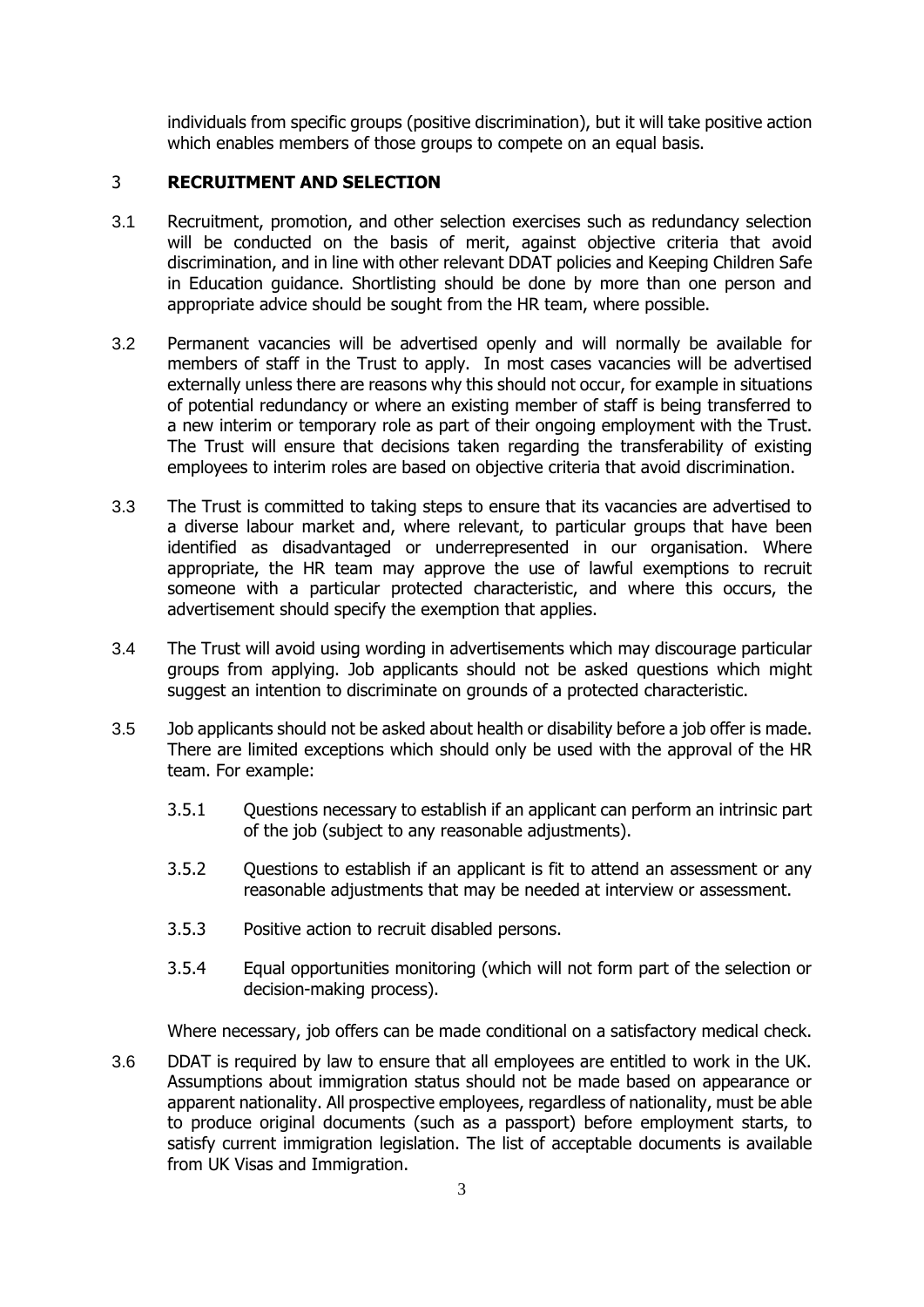individuals from specific groups (positive discrimination), but it will take positive action which enables members of those groups to compete on an equal basis.

## 3 RECRUITMENT AND SELECTION

3.1 Recruitment, promotion, and other selection exercises such as redundancy selection will be conducted on the basis of merit, against objective criteria that avoid discrimination, and in line with other relevant DDAT policies and Keeping Children Safe in Education guidance. Shortlisting should be done by more than one person and appropriate advice should be sought from the HR team, where possible.

3.2 Permanent vacancies will be advertised openly and will normally be available for members of staff in the Trust to apply. In most cases vacancies will be advertised externally unless there are reasons why this should not occur, for example in situations of potential redundancy or where an existing member of staff is being transferred to a new interim or temporary role as part of their ongoing employment with the Trust. The Trust will ensure that decisions taken regarding the transferability of existing employees to interim roles are based on objective criteria that avoid discrimination.

3.3 The Trust is committed to taking steps to ensure that its vacancies are advertised to a diverse labour market and, where relevant, to particular groups that have been identified as disadvantaged or underrepresented in our organisation. Where appropriate, the HR team may approve the use of lawful exemptions to recruit someone with a particular protected characteristic, and where this occurs, the advertisement should specify the exemption that applies.

3.4 The Trust will avoid using wording in advertisements which may discourage particular groups from applying. Job applicants should not be asked questions which might suggest an intention to discriminate on grounds of a protected characteristic.

3.5 Job applicants should not be asked about health or disability before a job offer is made. There are limited exceptions which should only be used with the approval of the HR team. For example:

3.5.1 Questions necessary to establish if an applicant can perform an intrinsic part of the job (subject to any reasonable adjustments).

3.5.2 Questions to establish if an applicant is fit to attend an assessment or any reasonable adjustments that may be needed at interview or assessment.

3.5.3 Positive action to recruit disabled persons.

3.5.4 Equal opportunities monitoring (which will not form part of the selection or decision-making process).

Where necessary, job offers can be made conditional on a satisfactory medical check.

3.6 DDAT is required by law to ensure that all employees are entitled to work in the UK. Assumptions about immigration status should not be made based on appearance or apparent nationality. All prospective employees, regardless of nationality, must be able to produce original documents (such as a passport) before employment starts, to satisfy current immigration legislation. The list of acceptable documents is available from UK Visas and Immigration.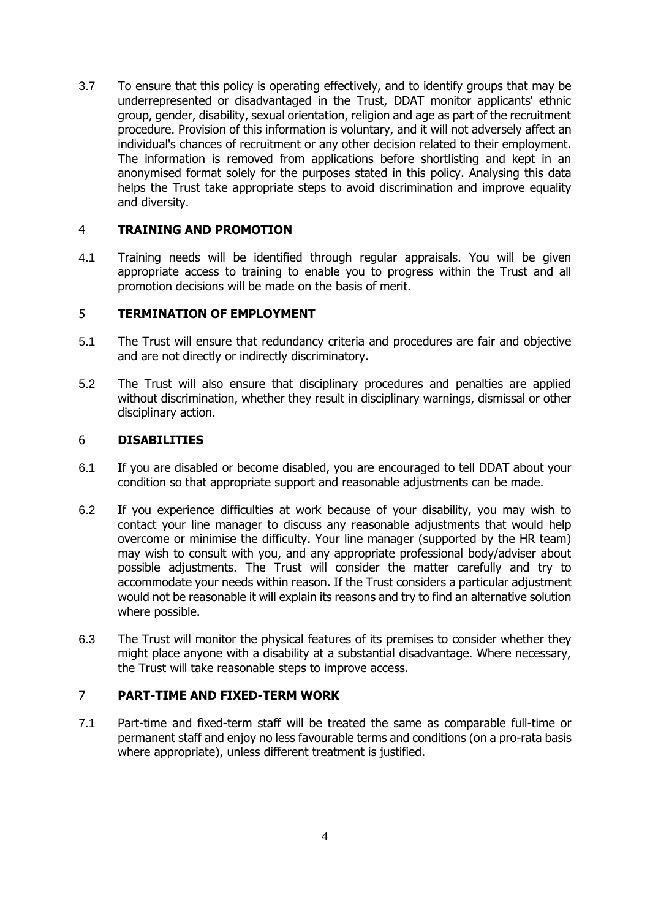3.7 To ensure that this policy is operating effectively, and to identify groups that may be underrepresented or disadvantaged in the Trust, DDAT monitor applicants' ethnic group, gender, disability, sexual orientation, religion and age as part of the recruitment procedure. Provision of this information is voluntary, and it will not adversely affect an individual's chances of recruitment or any other decision related to their employment. The information is removed from applications before shortlisting and kept in an anonymised format solely for the purposes stated in this policy. Analysing this data helps the Trust take appropriate steps to avoid discrimination and improve equality and diversity.

## 4 TRAINING AND PROMOTION

4.1 Training needs will be identified through regular appraisals. You will be given appropriate access to training to enable you to progress within the Trust and all promotion decisions will be made on the basis of merit.

## 5 TERMINATION OF EMPLOYMENT

5.1 The Trust will ensure that redundancy criteria and procedures are fair and objective and are not directly or indirectly discriminatory.

5.2 The Trust will also ensure that disciplinary procedures and penalties are applied without discrimination, whether they result in disciplinary warnings, dismissal or other disciplinary action.

## 6 DISABILITIES

6.1 If you are disabled or become disabled, you are encouraged to tell DDAT about your condition so that appropriate support and reasonable adjustments can be made.

6.2 If you experience difficulties at work because of your disability, you may wish to contact your line manager to discuss any reasonable adjustments that would help overcome or minimise the difficulty. Your line manager (supported by the HR team) may wish to consult with you, and any appropriate professional body/adviser about possible adjustments. The Trust will consider the matter carefully and try to accommodate your needs within reason. If the Trust considers a particular adjustment would not be reasonable it will explain its reasons and try to find an alternative solution where possible.

6.3 The Trust will monitor the physical features of its premises to consider whether they might place anyone with a disability at a substantial disadvantage. Where necessary, the Trust will take reasonable steps to improve access.

## 7 PART-TIME AND FIXED-TERM WORK

7.1 Part-time and fixed-term staff will be treated the same as comparable full-time or permanent staff and enjoy no less favourable terms and conditions (on a pro-rata basis where appropriate), unless different treatment is justified.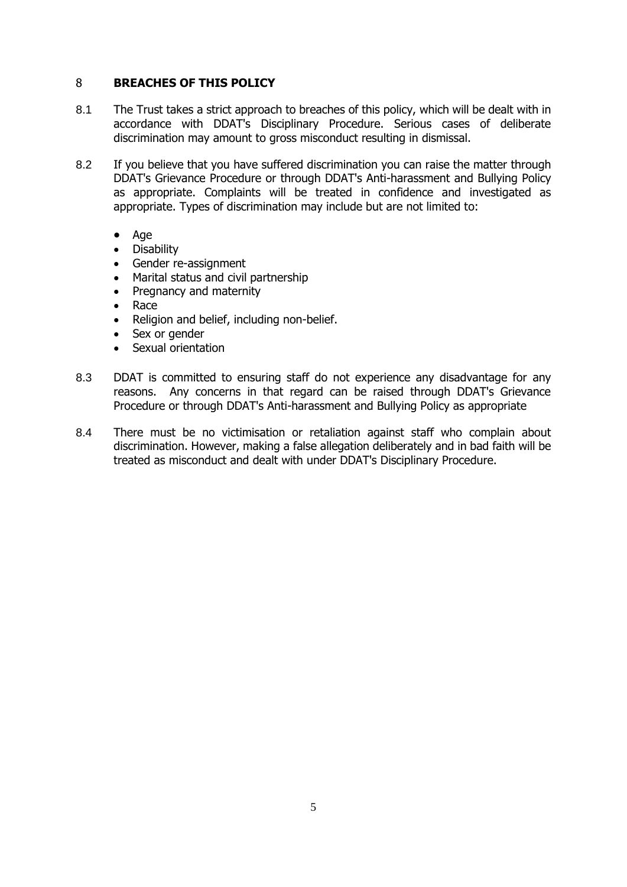## 8 BREACHES OF THIS POLICY

8.1 The Trust takes a strict approach to breaches of this policy, which will be dealt with in accordance with DDAT's Disciplinary Procedure. Serious cases of deliberate discrimination may amount to gross misconduct resulting in dismissal.

8.2 If you believe that you have suffered discrimination you can raise the matter through DDAT's Grievance Procedure or through DDAT's Anti-harassment and Bullying Policy as appropriate. Complaints will be treated in confidence and investigated as appropriate. Types of discrimination may include but are not limited to:

- Age
- Disability
- Gender re-assignment
- Marital status and civil partnership
- Pregnancy and maternity
- Race
- Religion and belief, including non-belief.
- Sex or gender
- Sexual orientation

8.3 DDAT is committed to ensuring staff do not experience any disadvantage for any reasons. Any concerns in that regard can be raised through DDAT's Grievance Procedure or through DDAT's Anti-harassment and Bullying Policy as appropriate

8.4 There must be no victimisation or retaliation against staff who complain about discrimination. However, making a false allegation deliberately and in bad faith will be treated as misconduct and dealt with under DDAT's Disciplinary Procedure.